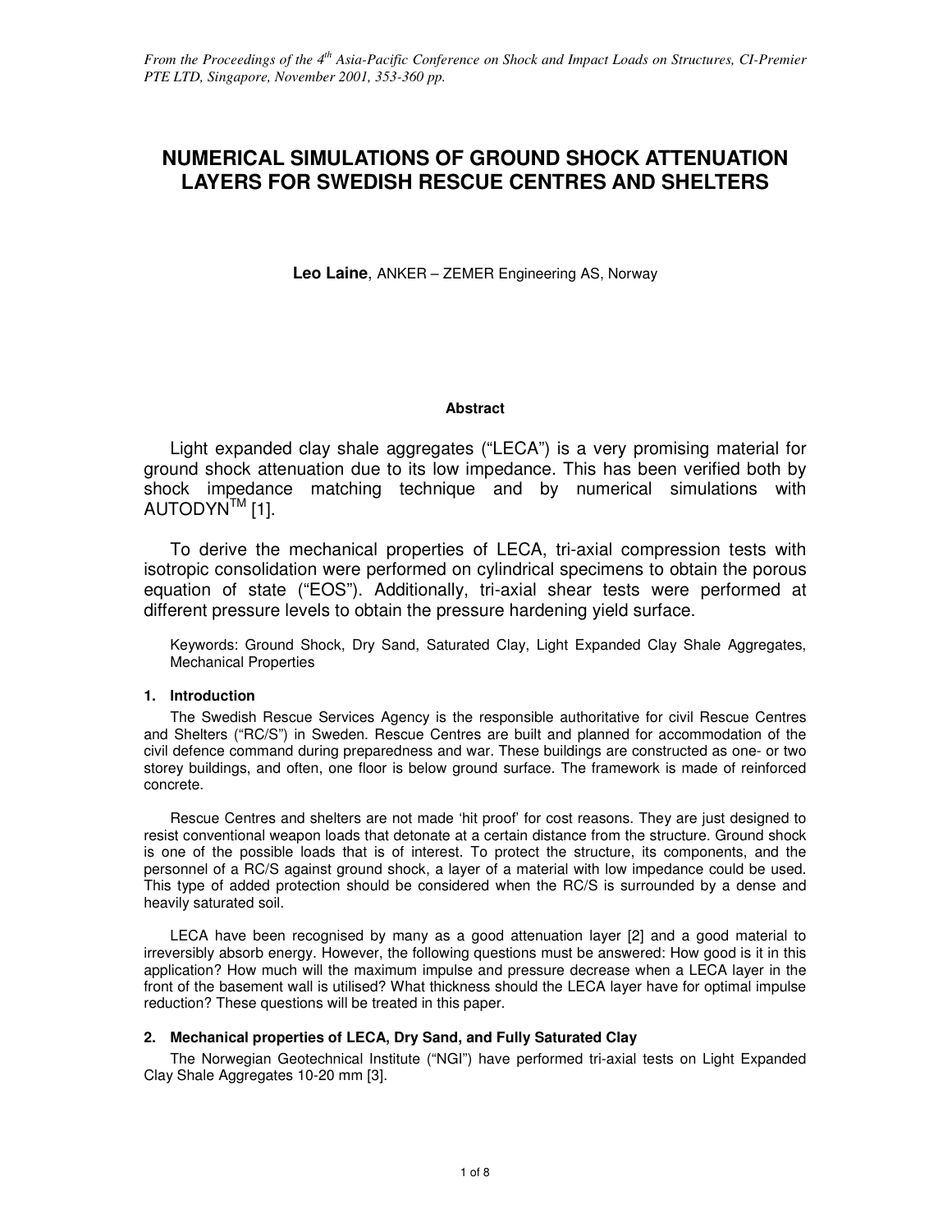*From the Proceedings of the 4th Asia-Pacific Conference on Shock and Impact Loads on Structures, CI-Premier PTE LTD, Singapore, November 2001, 353-360 pp.*

# NUMERICAL SIMULATIONS OF GROUND SHOCK ATTENUATION LAYERS FOR SWEDISH RESCUE CENTRES AND SHELTERS

**Leo Laine**, ANKER – ZEMER Engineering AS, Norway

### Abstract

Light expanded clay shale aggregates ("LECA") is a very promising material for ground shock attenuation due to its low impedance. This has been verified both by shock impedance matching technique and by numerical simulations with AUTODYN™ [1].

To derive the mechanical properties of LECA, tri-axial compression tests with isotropic consolidation were performed on cylindrical specimens to obtain the porous equation of state ("EOS"). Additionally, tri-axial shear tests were performed at different pressure levels to obtain the pressure hardening yield surface.

Keywords: Ground Shock, Dry Sand, Saturated Clay, Light Expanded Clay Shale Aggregates, Mechanical Properties

## 1. Introduction

The Swedish Rescue Services Agency is the responsible authoritative for civil Rescue Centres and Shelters ("RC/S") in Sweden. Rescue Centres are built and planned for accommodation of the civil defence command during preparedness and war. These buildings are constructed as one- or two storey buildings, and often, one floor is below ground surface. The framework is made of reinforced concrete.

Rescue Centres and shelters are not made 'hit proof' for cost reasons. They are just designed to resist conventional weapon loads that detonate at a certain distance from the structure. Ground shock is one of the possible loads that is of interest. To protect the structure, its components, and the personnel of a RC/S against ground shock, a layer of a material with low impedance could be used. This type of added protection should be considered when the RC/S is surrounded by a dense and heavily saturated soil.

LECA have been recognised by many as a good attenuation layer [2] and a good material to irreversibly absorb energy. However, the following questions must be answered: How good is it in this application? How much will the maximum impulse and pressure decrease when a LECA layer in the front of the basement wall is utilised? What thickness should the LECA layer have for optimal impulse reduction? These questions will be treated in this paper.

## 2. Mechanical properties of LECA, Dry Sand, and Fully Saturated Clay

The Norwegian Geotechnical Institute ("NGI") have performed tri-axial tests on Light Expanded Clay Shale Aggregates 10-20 mm [3].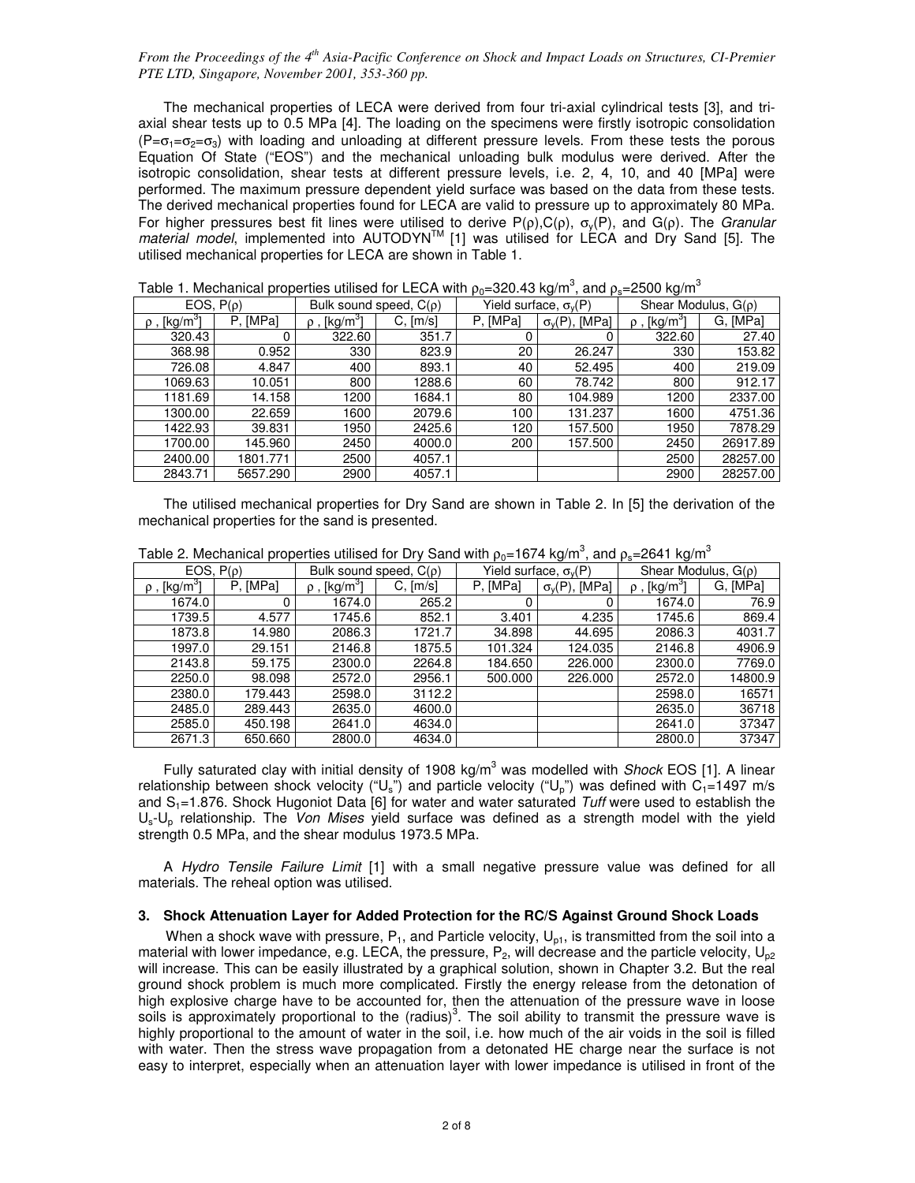The mechanical properties of LECA were derived from four tri-axial cylindrical tests [3], and tri-axial shear tests up to 0.5 MPa [4]. The loading on the specimens were firstly isotropic consolidation ($P=\sigma_1=\sigma_2=\sigma_3$) with loading and unloading at different pressure levels. From these tests the porous Equation Of State ("EOS") and the mechanical unloading bulk modulus were derived. After the isotropic consolidation, shear tests at different pressure levels, i.e. 2, 4, 10, and 40 [MPa] were performed. The maximum pressure dependent yield surface was based on the data from these tests. The derived mechanical properties found for LECA are valid to pressure up to approximately 80 MPa. For higher pressures best fit lines were utilised to derive $P(\rho)$, $C(\rho)$, $\sigma_y(P)$, and $G(\rho)$. The *Granular material model*, implemented into AUTODYN™ [1] was utilised for LECA and Dry Sand [5]. The utilised mechanical properties for LECA are shown in Table 1.

Table 1. Mechanical properties utilised for LECA with $\rho_0$=320.43 kg/m$^3$, and $\rho_s$=2500 kg/m$^3$

| EOS, $P(\rho)$ | | Bulk sound speed, $C(\rho)$ | | Yield surface, $\sigma_y(P)$ | | Shear Modulus, $G(\rho)$ | |
|---|---|---|---|---|---|---|---|
| $\rho$ , [kg/m$^3$] | P, [MPa] | $\rho$ , [kg/m$^3$] | C, [m/s] | P, [MPa] | $\sigma_y(P)$, [MPa] | $\rho$ , [kg/m$^3$] | G, [MPa] |
| 320.43 | 0 | 322.60 | 351.7 | 0 | 0 | 322.60 | 27.40 |
| 368.98 | 0.952 | 330 | 823.9 | 20 | 26.247 | 330 | 153.82 |
| 726.08 | 4.847 | 400 | 893.1 | 40 | 52.495 | 400 | 219.09 |
| 1069.63 | 10.051 | 800 | 1288.6 | 60 | 78.742 | 800 | 912.17 |
| 1181.69 | 14.158 | 1200 | 1684.1 | 80 | 104.989 | 1200 | 2337.00 |
| 1300.00 | 22.659 | 1600 | 2079.6 | 100 | 131.237 | 1600 | 4751.36 |
| 1422.93 | 39.831 | 1950 | 2425.6 | 120 | 157.500 | 1950 | 7878.29 |
| 1700.00 | 145.960 | 2450 | 4000.0 | 200 | 157.500 | 2450 | 26917.89 |
| 2400.00 | 1801.771 | 2500 | 4057.1 | | | 2500 | 28257.00 |
| 2843.71 | 5657.290 | 2900 | 4057.1 | | | 2900 | 28257.00 |

The utilised mechanical properties for Dry Sand are shown in Table 2. In [5] the derivation of the mechanical properties for the sand is presented.

Table 2. Mechanical properties utilised for Dry Sand with $\rho_0$=1674 kg/m$^3$, and $\rho_s$=2641 kg/m$^3$

| EOS, $P(\rho)$ | | Bulk sound speed, $C(\rho)$ | | Yield surface, $\sigma_y(P)$ | | Shear Modulus, $G(\rho)$ | |
|---|---|---|---|---|---|---|---|
| $\rho$ , [kg/m$^3$] | P, [MPa] | $\rho$ , [kg/m$^3$] | C, [m/s] | P, [MPa] | $\sigma_y(P)$, [MPa] | $\rho$ , [kg/m$^3$] | G, [MPa] |
| 1674.0 | 0 | 1674.0 | 265.2 | 0 | 0 | 1674.0 | 76.9 |
| 1739.5 | 4.577 | 1745.6 | 852.1 | 3.401 | 4.235 | 1745.6 | 869.4 |
| 1873.8 | 14.980 | 2086.3 | 1721.7 | 34.898 | 44.695 | 2086.3 | 4031.7 |
| 1997.0 | 29.151 | 2146.8 | 1875.5 | 101.324 | 124.035 | 2146.8 | 4906.9 |
| 2143.8 | 59.175 | 2300.0 | 2264.8 | 184.650 | 226.000 | 2300.0 | 7769.0 |
| 2250.0 | 98.098 | 2572.0 | 2956.1 | 500.000 | 226.000 | 2572.0 | 14800.9 |
| 2380.0 | 179.443 | 2598.0 | 3112.2 | | | 2598.0 | 16571 |
| 2485.0 | 289.443 | 2635.0 | 4600.0 | | | 2635.0 | 36718 |
| 2585.0 | 450.198 | 2641.0 | 4634.0 | | | 2641.0 | 37347 |
| 2671.3 | 650.660 | 2800.0 | 4634.0 | | | 2800.0 | 37347 |

Fully saturated clay with initial density of 1908 kg/m$^3$ was modelled with *Shock* EOS [1]. A linear relationship between shock velocity ("$U_s$") and particle velocity ("$U_p$") was defined with $C_1$=1497 m/s and $S_1$=1.876. Shock Hugoniot Data [6] for water and water saturated *Tuff* were used to establish the $U_s$-$U_p$ relationship. The *Von Mises* yield surface was defined as a strength model with the yield strength 0.5 MPa, and the shear modulus 1973.5 MPa.

A *Hydro Tensile Failure Limit* [1] with a small negative pressure value was defined for all materials. The reheal option was utilised.

## 3. Shock Attenuation Layer for Added Protection for the RC/S Against Ground Shock Loads

When a shock wave with pressure, $P_1$, and Particle velocity, $U_{p1}$, is transmitted from the soil into a material with lower impedance, e.g. LECA, the pressure, $P_2$, will decrease and the particle velocity, $U_{p2}$ will increase. This can be easily illustrated by a graphical solution, shown in Chapter 3.2. But the real ground shock problem is much more complicated. Firstly the energy release from the detonation of high explosive charge have to be accounted for, then the attenuation of the pressure wave in loose soils is approximately proportional to the (radius)$^3$. The soil ability to transmit the pressure wave is highly proportional to the amount of water in the soil, i.e. how much of the air voids in the soil is filled with water. Then the stress wave propagation from a detonated HE charge near the surface is not easy to interpret, especially when an attenuation layer with lower impedance is utilised in front of the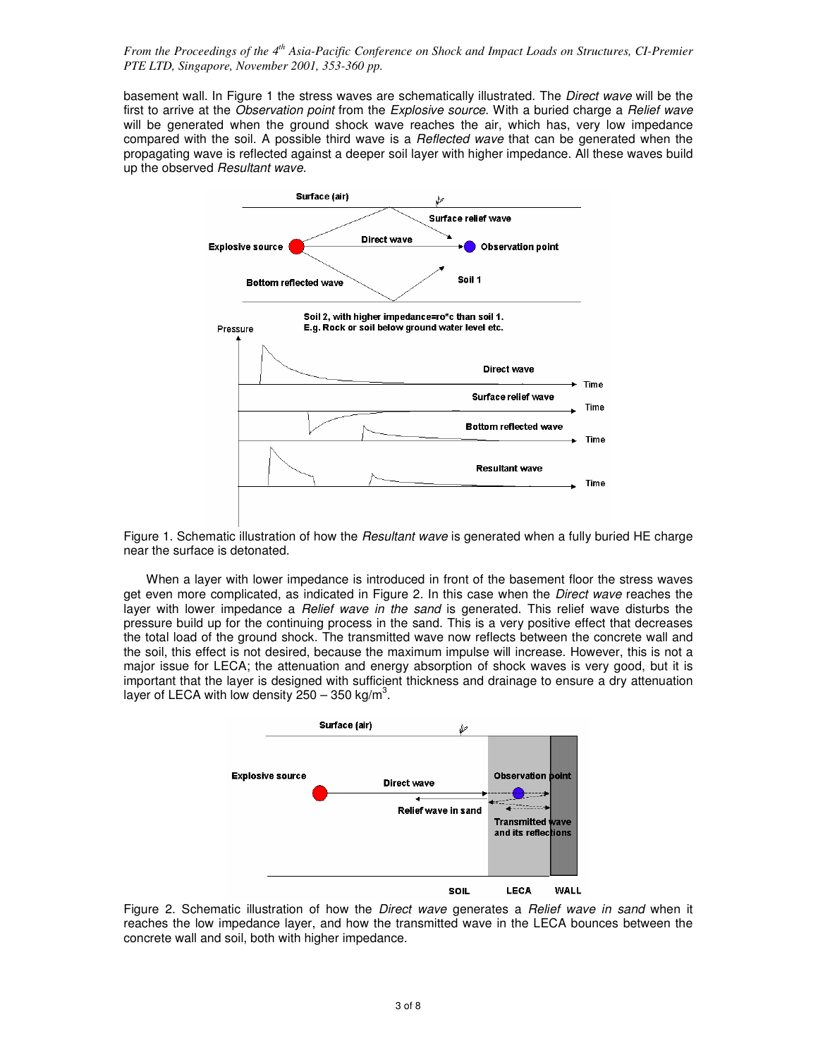basement wall. In Figure 1 the stress waves are schematically illustrated. The *Direct wave* will be the first to arrive at the *Observation point* from the *Explosive source*. With a buried charge a *Relief wave* will be generated when the ground shock wave reaches the air, which has, very low impedance compared with the soil. A possible third wave is a *Reflected wave* that can be generated when the propagating wave is reflected against a deeper soil layer with higher impedance. All these waves build up the observed *Resultant wave.*

Figure 1. Schematic illustration of how the *Resultant wave* is generated when a fully buried HE charge near the surface is detonated.

When a layer with lower impedance is introduced in front of the basement floor the stress waves get even more complicated, as indicated in Figure 2. In this case when the *Direct wave* reaches the layer with lower impedance a *Relief wave in the sand* is generated. This relief wave disturbs the pressure build up for the continuing process in the sand. This is a very positive effect that decreases the total load of the ground shock. The transmitted wave now reflects between the concrete wall and the soil, this effect is not desired, because the maximum impulse will increase. However, this is not a major issue for LECA; the attenuation and energy absorption of shock waves is very good, but it is important that the layer is designed with sufficient thickness and drainage to ensure a dry attenuation layer of LECA with low density 250 – 350 kg/m$^3$.

Figure 2. Schematic illustration of how the *Direct wave* generates a *Relief wave in sand* when it reaches the low impedance layer, and how the transmitted wave in the LECA bounces between the concrete wall and soil, both with higher impedance.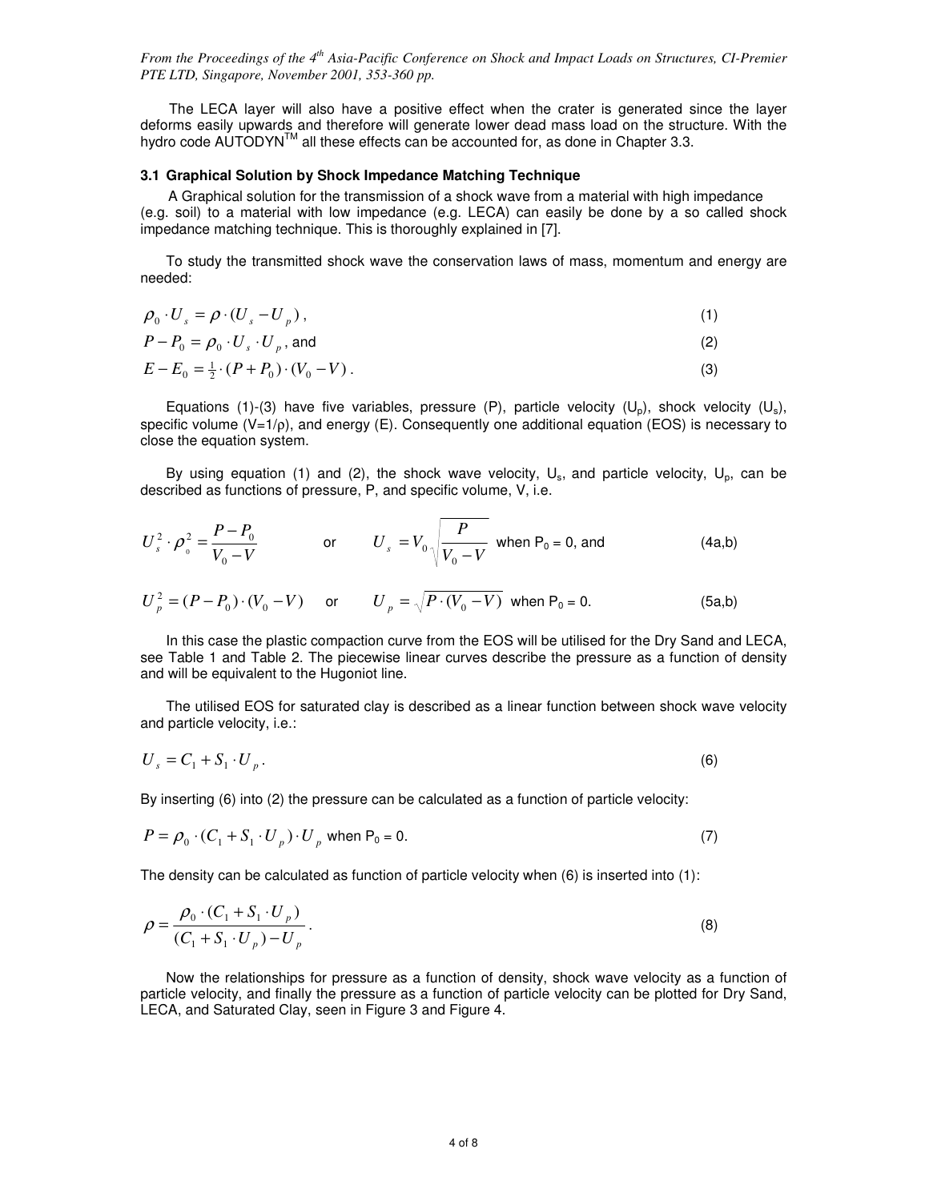The LECA layer will also have a positive effect when the crater is generated since the layer deforms easily upwards and therefore will generate lower dead mass load on the structure. With the hydro code AUTODYN™ all these effects can be accounted for, as done in Chapter 3.3.

### 3.1 Graphical Solution by Shock Impedance Matching Technique

A Graphical solution for the transmission of a shock wave from a material with high impedance (e.g. soil) to a material with low impedance (e.g. LECA) can easily be done by a so called shock impedance matching technique. This is thoroughly explained in [7].

To study the transmitted shock wave the conservation laws of mass, momentum and energy are needed:

$$\rho_0 \cdot U_s = \rho \cdot (U_s - U_p)\,, \tag{1}$$

$$P - P_0 = \rho_0 \cdot U_s \cdot U_p\,, \text{ and} \tag{2}$$

$$E - E_0 = \tfrac{1}{2} \cdot (P + P_0) \cdot (V_0 - V)\,. \tag{3}$$

Equations (1)-(3) have five variables, pressure (P), particle velocity ($U_p$), shock velocity ($U_s$), specific volume ($V=1/\rho$), and energy (E). Consequently one additional equation (EOS) is necessary to close the equation system.

By using equation (1) and (2), the shock wave velocity, $U_s$, and particle velocity, $U_p$, can be described as functions of pressure, P, and specific volume, V, i.e.

$$U_s^2 \cdot \rho_0^2 = \frac{P - P_0}{V_0 - V} \qquad \text{or} \qquad U_s = V_0 \sqrt{\frac{P}{V_0 - V}} \text{ when } P_0 = 0, \text{ and} \tag{4a,b}$$

$$U_p^2 = (P - P_0) \cdot (V_0 - V) \qquad \text{or} \qquad U_p = \sqrt{P \cdot (V_0 - V)} \text{ when } P_0 = 0. \tag{5a,b}$$

In this case the plastic compaction curve from the EOS will be utilised for the Dry Sand and LECA, see Table 1 and Table 2. The piecewise linear curves describe the pressure as a function of density and will be equivalent to the Hugoniot line.

The utilised EOS for saturated clay is described as a linear function between shock wave velocity and particle velocity, i.e.:

$$U_s = C_1 + S_1 \cdot U_p\,. \tag{6}$$

By inserting (6) into (2) the pressure can be calculated as a function of particle velocity:

$$P = \rho_0 \cdot (C_1 + S_1 \cdot U_p) \cdot U_p \text{ when } P_0 = 0. \tag{7}$$

The density can be calculated as function of particle velocity when (6) is inserted into (1):

$$\rho = \frac{\rho_0 \cdot (C_1 + S_1 \cdot U_p)}{(C_1 + S_1 \cdot U_p) - U_p}\,. \tag{8}$$

Now the relationships for pressure as a function of density, shock wave velocity as a function of particle velocity, and finally the pressure as a function of particle velocity can be plotted for Dry Sand, LECA, and Saturated Clay, seen in Figure 3 and Figure 4.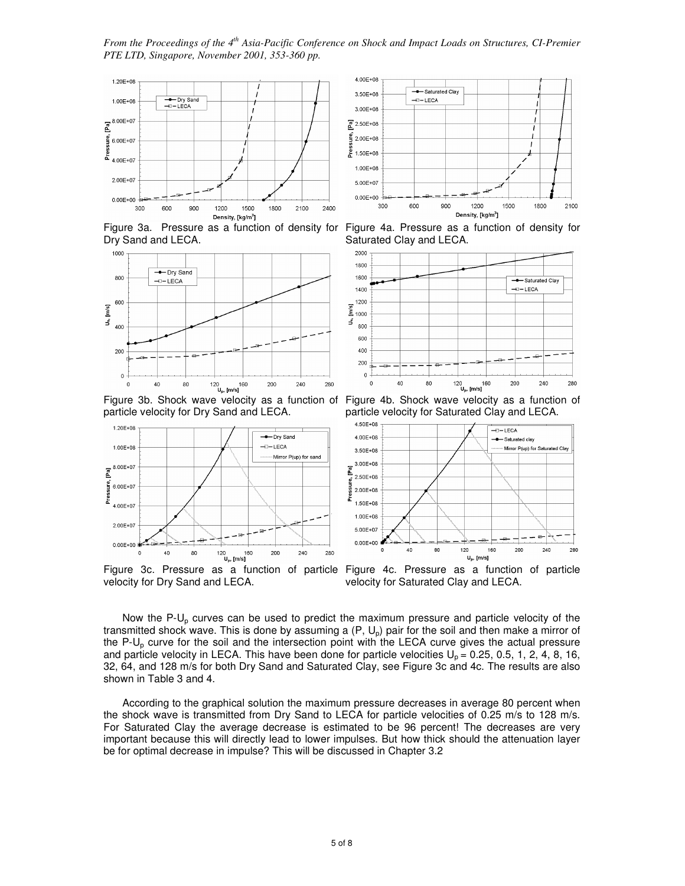Figure 3a. Pressure as a function of density for Dry Sand and LECA.

Figure 4a. Pressure as a function of density for Saturated Clay and LECA.

Figure 3b. Shock wave velocity as a function of particle velocity for Dry Sand and LECA.

Figure 4b. Shock wave velocity as a function of particle velocity for Saturated Clay and LECA.

Figure 3c. Pressure as a function of particle velocity for Dry Sand and LECA.

Figure 4c. Pressure as a function of particle velocity for Saturated Clay and LECA.

Now the P-$U_p$ curves can be used to predict the maximum pressure and particle velocity of the transmitted shock wave. This is done by assuming a (P, $U_p$) pair for the soil and then make a mirror of the P-$U_p$ curve for the soil and the intersection point with the LECA curve gives the actual pressure and particle velocity in LECA. This have been done for particle velocities $U_p$ = 0.25, 0.5, 1, 2, 4, 8, 16, 32, 64, and 128 m/s for both Dry Sand and Saturated Clay, see Figure 3c and 4c. The results are also shown in Table 3 and 4.

According to the graphical solution the maximum pressure decreases in average 80 percent when the shock wave is transmitted from Dry Sand to LECA for particle velocities of 0.25 m/s to 128 m/s. For Saturated Clay the average decrease is estimated to be 96 percent! The decreases are very important because this will directly lead to lower impulses. But how thick should the attenuation layer be for optimal decrease in impulse? This will be discussed in Chapter 3.2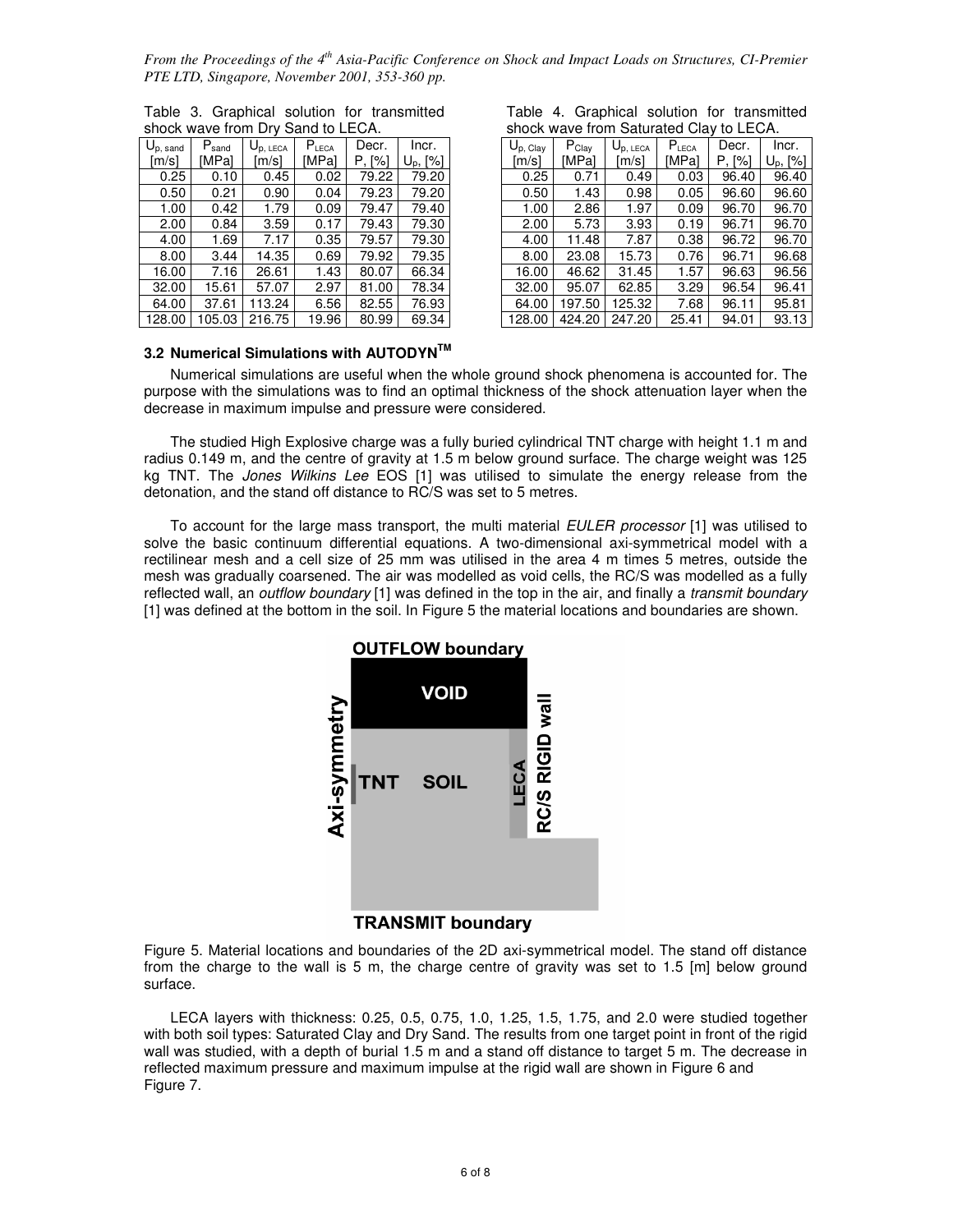Table 3. Graphical solution for transmitted shock wave from Dry Sand to LECA.

| $U_{p, sand}$ [m/s] | $P_{sand}$ [MPa] | $U_{p, LECA}$ [m/s] | $P_{LECA}$ [MPa] | Decr. P, [%] | Incr. $U_p$, [%] |
|---|---|---|---|---|---|
| 0.25 | 0.10 | 0.45 | 0.02 | 79.22 | 79.20 |
| 0.50 | 0.21 | 0.90 | 0.04 | 79.23 | 79.20 |
| 1.00 | 0.42 | 1.79 | 0.09 | 79.47 | 79.40 |
| 2.00 | 0.84 | 3.59 | 0.17 | 79.43 | 79.30 |
| 4.00 | 1.69 | 7.17 | 0.35 | 79.57 | 79.30 |
| 8.00 | 3.44 | 14.35 | 0.69 | 79.92 | 79.35 |
| 16.00 | 7.16 | 26.61 | 1.43 | 80.07 | 66.34 |
| 32.00 | 15.61 | 57.07 | 2.97 | 81.00 | 78.34 |
| 64.00 | 37.61 | 113.24 | 6.56 | 82.55 | 76.93 |
| 128.00 | 105.03 | 216.75 | 19.96 | 80.99 | 69.34 |

Table 4. Graphical solution for transmitted shock wave from Saturated Clay to LECA.

| $U_{p, Clay}$ [m/s] | $P_{Clay}$ [MPa] | $U_{p, LECA}$ [m/s] | $P_{LECA}$ [MPa] | Decr. P, [%] | Incr. $U_p$, [%] |
|---|---|---|---|---|---|
| 0.25 | 0.71 | 0.49 | 0.03 | 96.40 | 96.40 |
| 0.50 | 1.43 | 0.98 | 0.05 | 96.60 | 96.60 |
| 1.00 | 2.86 | 1.97 | 0.09 | 96.70 | 96.70 |
| 2.00 | 5.73 | 3.93 | 0.19 | 96.71 | 96.70 |
| 4.00 | 11.48 | 7.87 | 0.38 | 96.72 | 96.70 |
| 8.00 | 23.08 | 15.73 | 0.76 | 96.71 | 96.68 |
| 16.00 | 46.62 | 31.45 | 1.57 | 96.63 | 96.56 |
| 32.00 | 95.07 | 62.85 | 3.29 | 96.54 | 96.41 |
| 64.00 | 197.50 | 125.32 | 7.68 | 96.11 | 95.81 |
| 128.00 | 424.20 | 247.20 | 25.41 | 94.01 | 93.13 |

### 3.2 Numerical Simulations with AUTODYN™

Numerical simulations are useful when the whole ground shock phenomena is accounted for. The purpose with the simulations was to find an optimal thickness of the shock attenuation layer when the decrease in maximum impulse and pressure were considered.

The studied High Explosive charge was a fully buried cylindrical TNT charge with height 1.1 m and radius 0.149 m, and the centre of gravity at 1.5 m below ground surface. The charge weight was 125 kg TNT. The *Jones Wilkins Lee* EOS [1] was utilised to simulate the energy release from the detonation, and the stand off distance to RC/S was set to 5 metres.

To account for the large mass transport, the multi material *EULER processor* [1] was utilised to solve the basic continuum differential equations. A two-dimensional axi-symmetrical model with a rectilinear mesh and a cell size of 25 mm was utilised in the area 4 m times 5 metres, outside the mesh was gradually coarsened. The air was modelled as void cells, the RC/S was modelled as a fully reflected wall, an *outflow boundary* [1] was defined in the top in the air, and finally a *transmit boundary* [1] was defined at the bottom in the soil. In Figure 5 the material locations and boundaries are shown.

Figure 5. Material locations and boundaries of the 2D axi-symmetrical model. The stand off distance from the charge to the wall is 5 m, the charge centre of gravity was set to 1.5 [m] below ground surface.

LECA layers with thickness: 0.25, 0.5, 0.75, 1.0, 1.25, 1.5, 1.75, and 2.0 were studied together with both soil types: Saturated Clay and Dry Sand. The results from one target point in front of the rigid wall was studied, with a depth of burial 1.5 m and a stand off distance to target 5 m. The decrease in reflected maximum pressure and maximum impulse at the rigid wall are shown in Figure 6 and Figure 7.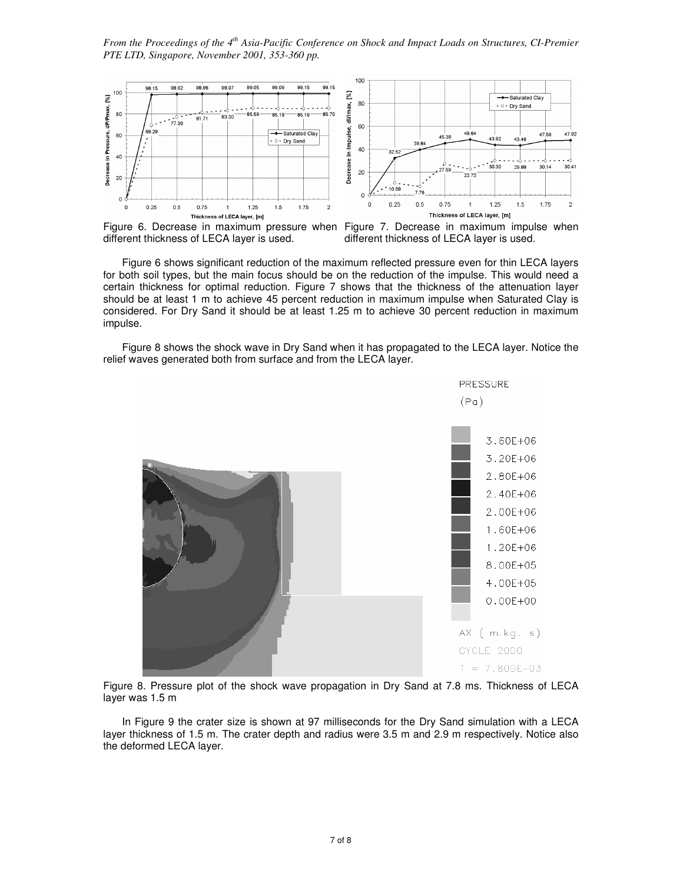Figure 6. Decrease in maximum pressure when different thickness of LECA layer is used.

Figure 7. Decrease in maximum impulse when different thickness of LECA layer is used.

Figure 6 shows significant reduction of the maximum reflected pressure even for thin LECA layers for both soil types, but the main focus should be on the reduction of the impulse. This would need a certain thickness for optimal reduction. Figure 7 shows that the thickness of the attenuation layer should be at least 1 m to achieve 45 percent reduction in maximum impulse when Saturated Clay is considered. For Dry Sand it should be at least 1.25 m to achieve 30 percent reduction in maximum impulse.

Figure 8 shows the shock wave in Dry Sand when it has propagated to the LECA layer. Notice the relief waves generated both from surface and from the LECA layer.

Figure 8. Pressure plot of the shock wave propagation in Dry Sand at 7.8 ms. Thickness of LECA layer was 1.5 m

In Figure 9 the crater size is shown at 97 milliseconds for the Dry Sand simulation with a LECA layer thickness of 1.5 m. The crater depth and radius were 3.5 m and 2.9 m respectively. Notice also the deformed LECA layer.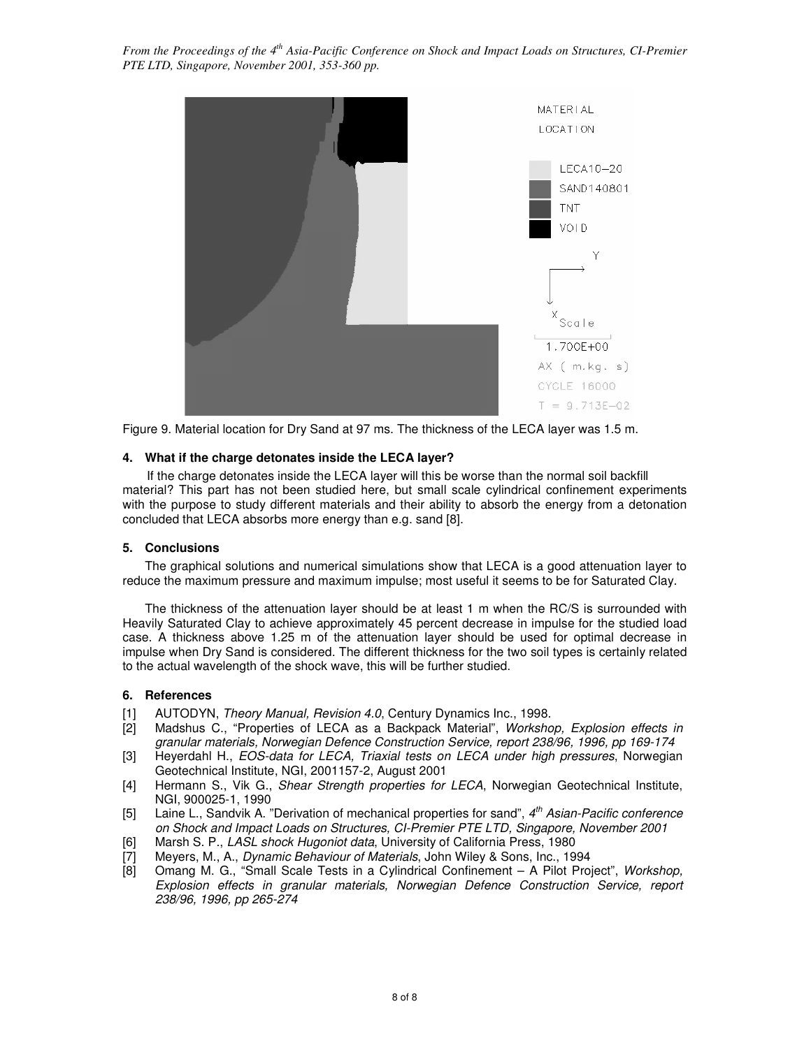MATERIAL LOCATION

LECA10-20

SAND140801

TNT

VOID

Y

X

Scale

1.700E+00

AX ( m.kg. s)

CYCLE 16000

T = 9.713E-02

Figure 9. Material location for Dry Sand at 97 ms. The thickness of the LECA layer was 1.5 m.

## 4. What if the charge detonates inside the LECA layer?

If the charge detonates inside the LECA layer will this be worse than the normal soil backfill material? This part has not been studied here, but small scale cylindrical confinement experiments with the purpose to study different materials and their ability to absorb the energy from a detonation concluded that LECA absorbs more energy than e.g. sand [8].

## 5. Conclusions

The graphical solutions and numerical simulations show that LECA is a good attenuation layer to reduce the maximum pressure and maximum impulse; most useful it seems to be for Saturated Clay.

The thickness of the attenuation layer should be at least 1 m when the RC/S is surrounded with Heavily Saturated Clay to achieve approximately 45 percent decrease in impulse for the studied load case. A thickness above 1.25 m of the attenuation layer should be used for optimal decrease in impulse when Dry Sand is considered. The different thickness for the two soil types is certainly related to the actual wavelength of the shock wave, this will be further studied.

## 6. References

[1] AUTODYN, *Theory Manual, Revision 4.0*, Century Dynamics Inc., 1998.

[2] Madshus C., "Properties of LECA as a Backpack Material", *Workshop, Explosion effects in granular materials, Norwegian Defence Construction Service, report 238/96, 1996, pp 169-174*

[3] Heyerdahl H., *EOS-data for LECA, Triaxial tests on LECA under high pressures*, Norwegian Geotechnical Institute, NGI, 2001157-2, August 2001

[4] Hermann S., Vik G., *Shear Strength properties for LECA*, Norwegian Geotechnical Institute, NGI, 900025-1, 1990

[5] Laine L., Sandvik A. "Derivation of mechanical properties for sand", *4th Asian-Pacific conference on Shock and Impact Loads on Structures, CI-Premier PTE LTD, Singapore, November 2001*

[6] Marsh S. P., *LASL shock Hugoniot data*, University of California Press, 1980

[7] Meyers, M., A., *Dynamic Behaviour of Materials*, John Wiley & Sons, Inc., 1994

[8] Omang M. G., "Small Scale Tests in a Cylindrical Confinement – A Pilot Project", *Workshop, Explosion effects in granular materials, Norwegian Defence Construction Service, report 238/96, 1996, pp 265-274*